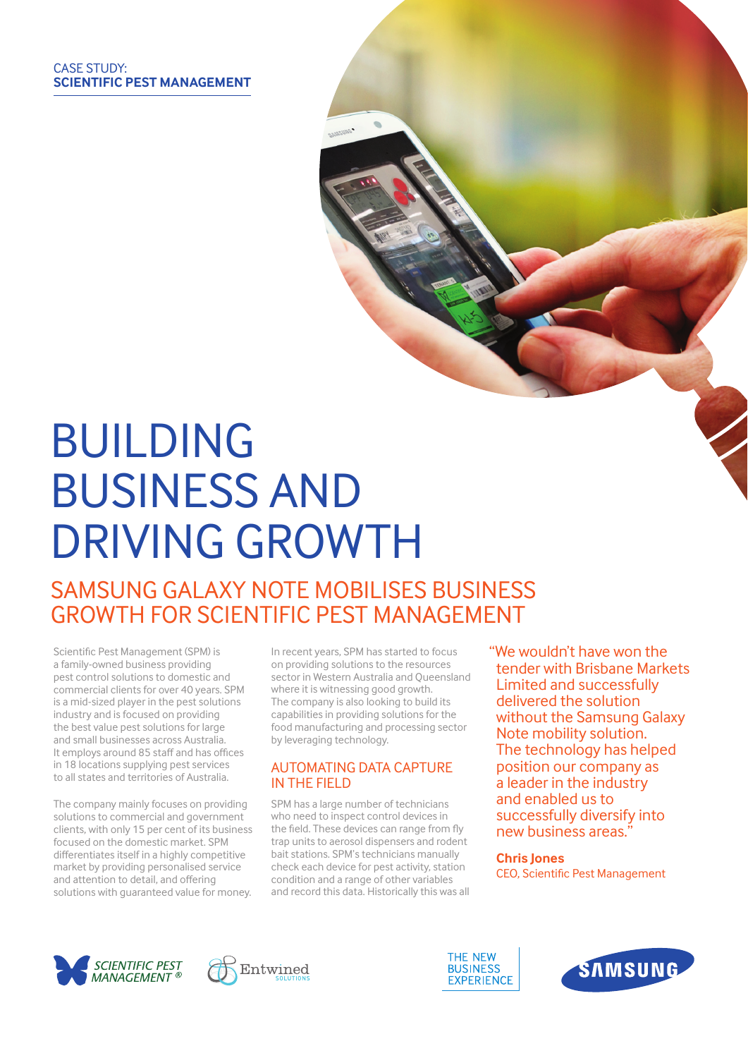CASE STUDY:
**SCIENTIFIC PEST MANAGEMENT**

# BUILDING BUSINESS AND DRIVING GROWTH

## SAMSUNG GALAXY NOTE MOBILISES BUSINESS GROWTH FOR SCIENTIFIC PEST MANAGEMENT

Scientific Pest Management (SPM) is a family-owned business providing pest control solutions to domestic and commercial clients for over 40 years. SPM is a mid-sized player in the pest solutions industry and is focused on providing the best value pest solutions for large and small businesses across Australia. It employs around 85 staff and has offices in 18 locations supplying pest services to all states and territories of Australia.

The company mainly focuses on providing solutions to commercial and government clients, with only 15 per cent of its business focused on the domestic market. SPM differentiates itself in a highly competitive market by providing personalised service and attention to detail, and offering solutions with guaranteed value for money.

In recent years, SPM has started to focus on providing solutions to the resources sector in Western Australia and Queensland where it is witnessing good growth. The company is also looking to build its capabilities in providing solutions for the food manufacturing and processing sector by leveraging technology.

### AUTOMATING DATA CAPTURE IN THE FIELD

SPM has a large number of technicians who need to inspect control devices in the field. These devices can range from fly trap units to aerosol dispensers and rodent bait stations. SPM's technicians manually check each device for pest activity, station condition and a range of other variables and record this data. Historically this was all

"We wouldn't have won the tender with Brisbane Markets Limited and successfully delivered the solution without the Samsung Galaxy Note mobility solution. The technology has helped position our company as a leader in the industry and enabled us to successfully diversify into new business areas."

**Chris Jones**
CEO, Scientific Pest Management

SCIENTIFIC PEST MANAGEMENT ®   Entwined SOLUTIONS   THE NEW BUSINESS EXPERIENCE   SAMSUNG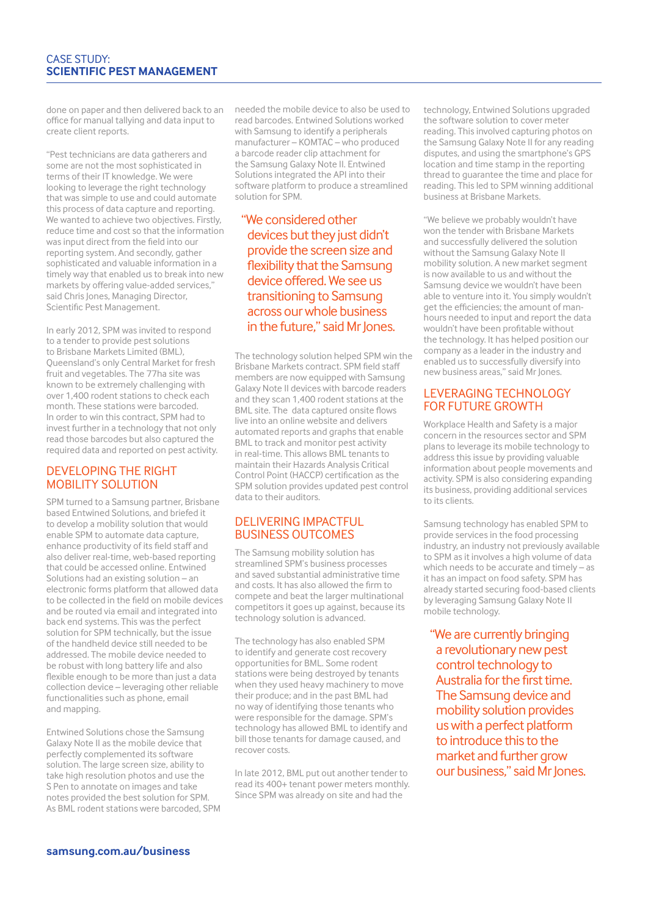done on paper and then delivered back to an office for manual tallying and data input to create client reports.

"Pest technicians are data gatherers and some are not the most sophisticated in terms of their IT knowledge. We were looking to leverage the right technology that was simple to use and could automate this process of data capture and reporting. We wanted to achieve two objectives. Firstly, reduce time and cost so that the information was input direct from the field into our reporting system. And secondly, gather sophisticated and valuable information in a timely way that enabled us to break into new markets by offering value-added services," said Chris Jones, Managing Director, Scientific Pest Management.

In early 2012, SPM was invited to respond to a tender to provide pest solutions to Brisbane Markets Limited (BML), Queensland's only Central Market for fresh fruit and vegetables. The 77ha site was known to be extremely challenging with over 1,400 rodent stations to check each month. These stations were barcoded. In order to win this contract, SPM had to invest further in a technology that not only read those barcodes but also captured the required data and reported on pest activity.

## DEVELOPING THE RIGHT MOBILITY SOLUTION

SPM turned to a Samsung partner, Brisbane based Entwined Solutions, and briefed it to develop a mobility solution that would enable SPM to automate data capture, enhance productivity of its field staff and also deliver real-time, web-based reporting that could be accessed online. Entwined Solutions had an existing solution – an electronic forms platform that allowed data to be collected in the field on mobile devices and be routed via email and integrated into back end systems. This was the perfect solution for SPM technically, but the issue of the handheld device still needed to be addressed. The mobile device needed to be robust with long battery life and also flexible enough to be more than just a data collection device – leveraging other reliable functionalities such as phone, email and mapping.

Entwined Solutions chose the Samsung Galaxy Note II as the mobile device that perfectly complemented its software solution. The large screen size, ability to take high resolution photos and use the S Pen to annotate on images and take notes provided the best solution for SPM. As BML rodent stations were barcoded, SPM needed the mobile device to also be used to read barcodes. Entwined Solutions worked with Samsung to identify a peripherals manufacturer – KOMTAC – who produced a barcode reader clip attachment for the Samsung Galaxy Note II. Entwined Solutions integrated the API into their software platform to produce a streamlined solution for SPM.

> "We considered other devices but they just didn't provide the screen size and flexibility that the Samsung device offered. We see us transitioning to Samsung across our whole business in the future," said Mr Jones.

The technology solution helped SPM win the Brisbane Markets contract. SPM field staff members are now equipped with Samsung Galaxy Note II devices with barcode readers and they scan 1,400 rodent stations at the BML site. The data captured onsite flows live into an online website and delivers automated reports and graphs that enable BML to track and monitor pest activity in real-time. This allows BML tenants to maintain their Hazards Analysis Critical Control Point (HACCP) certification as the SPM solution provides updated pest control data to their auditors.

## DELIVERING IMPACTFUL BUSINESS OUTCOMES

The Samsung mobility solution has streamlined SPM's business processes and saved substantial administrative time and costs. It has also allowed the firm to compete and beat the larger multinational competitors it goes up against, because its technology solution is advanced.

The technology has also enabled SPM to identify and generate cost recovery opportunities for BML. Some rodent stations were being destroyed by tenants when they used heavy machinery to move their produce; and in the past BML had no way of identifying those tenants who were responsible for the damage. SPM's technology has allowed BML to identify and bill those tenants for damage caused, and recover costs.

In late 2012, BML put out another tender to read its 400+ tenant power meters monthly. Since SPM was already on site and had the technology, Entwined Solutions upgraded the software solution to cover meter reading. This involved capturing photos on the Samsung Galaxy Note II for any reading disputes, and using the smartphone's GPS location and time stamp in the reporting thread to guarantee the time and place for reading. This led to SPM winning additional business at Brisbane Markets.

"We believe we probably wouldn't have won the tender with Brisbane Markets and successfully delivered the solution without the Samsung Galaxy Note II mobility solution. A new market segment is now available to us and without the Samsung device we wouldn't have been able to venture into it. You simply wouldn't get the efficiencies; the amount of man-hours needed to input and report the data wouldn't have been profitable without the technology. It has helped position our company as a leader in the industry and enabled us to successfully diversify into new business areas," said Mr Jones.

## LEVERAGING TECHNOLOGY FOR FUTURE GROWTH

Workplace Health and Safety is a major concern in the resources sector and SPM plans to leverage its mobile technology to address this issue by providing valuable information about people movements and activity. SPM is also considering expanding its business, providing additional services to its clients.

Samsung technology has enabled SPM to provide services in the food processing industry, an industry not previously available to SPM as it involves a high volume of data which needs to be accurate and timely – as it has an impact on food safety. SPM has already started securing food-based clients by leveraging Samsung Galaxy Note II mobile technology.

> "We are currently bringing a revolutionary new pest control technology to Australia for the first time. The Samsung device and mobility solution provides us with a perfect platform to introduce this to the market and further grow our business," said Mr Jones.

**samsung.com.au/business**